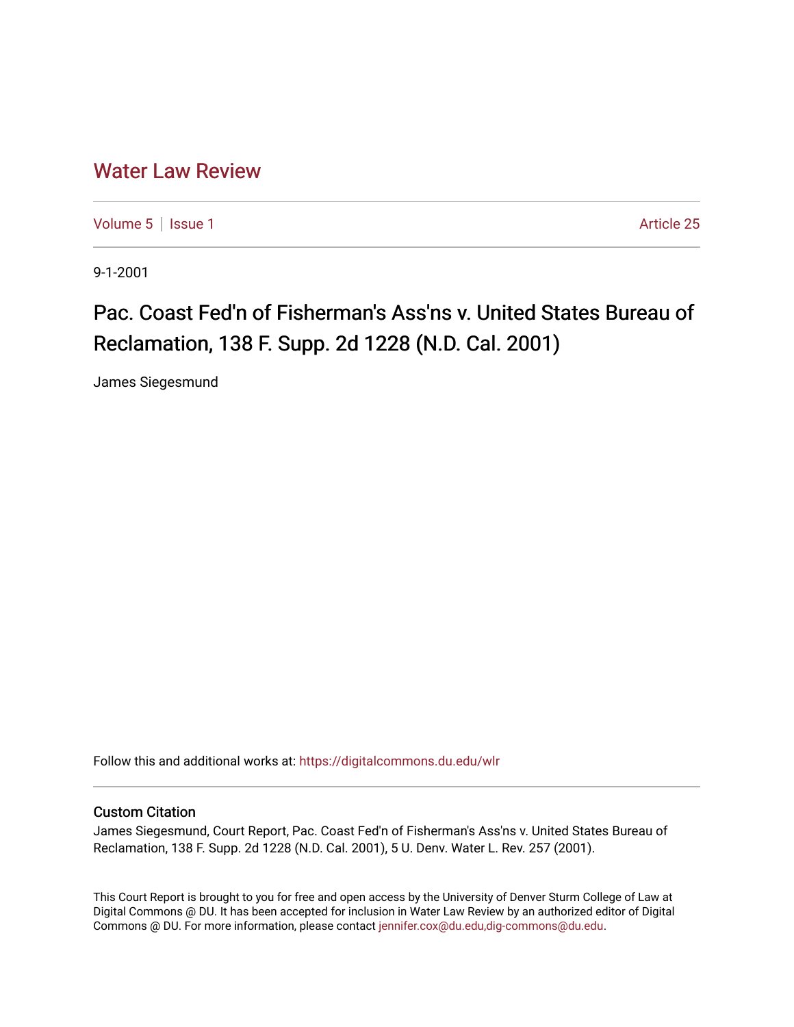# Water Law Review

Volume 5 | Issue 1 Article 25

9-1-2001

## Pac. Coast Fed'n of Fisherman's Ass'ns v. United States Bureau of Reclamation, 138 F. Supp. 2d 1228 (N.D. Cal. 2001)

James Siegesmund

Follow this and additional works at: https://digitalcommons.du.edu/wlr

### Custom Citation

James Siegesmund, Court Report, Pac. Coast Fed'n of Fisherman's Ass'ns v. United States Bureau of Reclamation, 138 F. Supp. 2d 1228 (N.D. Cal. 2001), 5 U. Denv. Water L. Rev. 257 (2001).

This Court Report is brought to you for free and open access by the University of Denver Sturm College of Law at Digital Commons @ DU. It has been accepted for inclusion in Water Law Review by an authorized editor of Digital Commons @ DU. For more information, please contact jennifer.cox@du.edu,dig-commons@du.edu.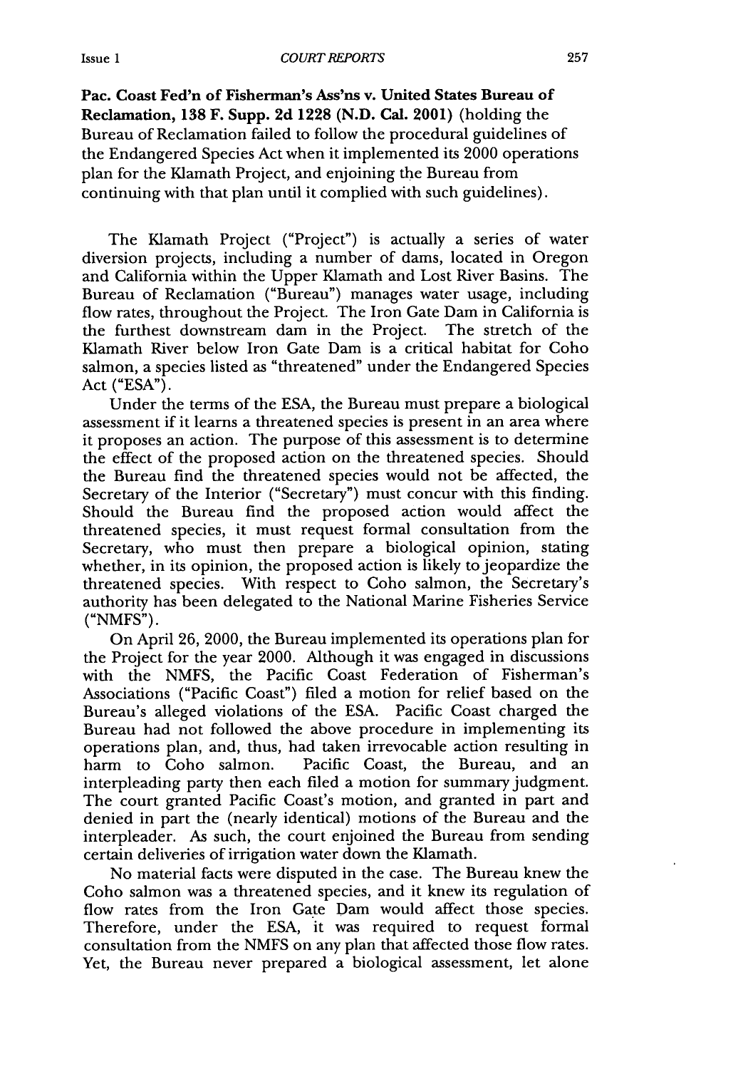**Pac. Coast Fed'n of Fisherman's Ass'ns v. United States Bureau of Reclamation, 138 F. Supp. 2d 1228 (N.D. Cal. 2001)** (holding the Bureau of Reclamation failed to follow the procedural guidelines of the Endangered Species Act when it implemented its 2000 operations plan for the Klamath Project, and enjoining the Bureau from continuing with that plan until it complied with such guidelines).

The Klamath Project ("Project") is actually a series of water diversion projects, including a number of dams, located in Oregon and California within the Upper Klamath and Lost River Basins. The Bureau of Reclamation ("Bureau") manages water usage, including flow rates, throughout the Project. The Iron Gate Dam in California is the furthest downstream dam in the Project. The stretch of the Klamath River below Iron Gate Dam is a critical habitat for Coho salmon, a species listed as "threatened" under the Endangered Species Act ("ESA").

Under the terms of the ESA, the Bureau must prepare a biological assessment if it learns a threatened species is present in an area where it proposes an action. The purpose of this assessment is to determine the effect of the proposed action on the threatened species. Should the Bureau find the threatened species would not be affected, the Secretary of the Interior ("Secretary") must concur with this finding. Should the Bureau find the proposed action would affect the threatened species, it must request formal consultation from the Secretary, who must then prepare a biological opinion, stating whether, in its opinion, the proposed action is likely to jeopardize the threatened species. With respect to Coho salmon, the Secretary's authority has been delegated to the National Marine Fisheries Service ("NMFS").

On April 26, 2000, the Bureau implemented its operations plan for the Project for the year 2000. Although it was engaged in discussions with the NMFS, the Pacific Coast Federation of Fisherman's Associations ("Pacific Coast") filed a motion for relief based on the Bureau's alleged violations of the ESA. Pacific Coast charged the Bureau had not followed the above procedure in implementing its operations plan, and, thus, had taken irrevocable action resulting in harm to Coho salmon. Pacific Coast, the Bureau, and an interpleading party then each filed a motion for summary judgment. The court granted Pacific Coast's motion, and granted in part and denied in part the (nearly identical) motions of the Bureau and the interpleader. As such, the court enjoined the Bureau from sending certain deliveries of irrigation water down the Klamath.

No material facts were disputed in the case. The Bureau knew the Coho salmon was a threatened species, and it knew its regulation of flow rates from the Iron Gate Dam would affect those species. Therefore, under the ESA, it was required to request formal consultation from the NMFS on any plan that affected those flow rates. Yet, the Bureau never prepared a biological assessment, let alone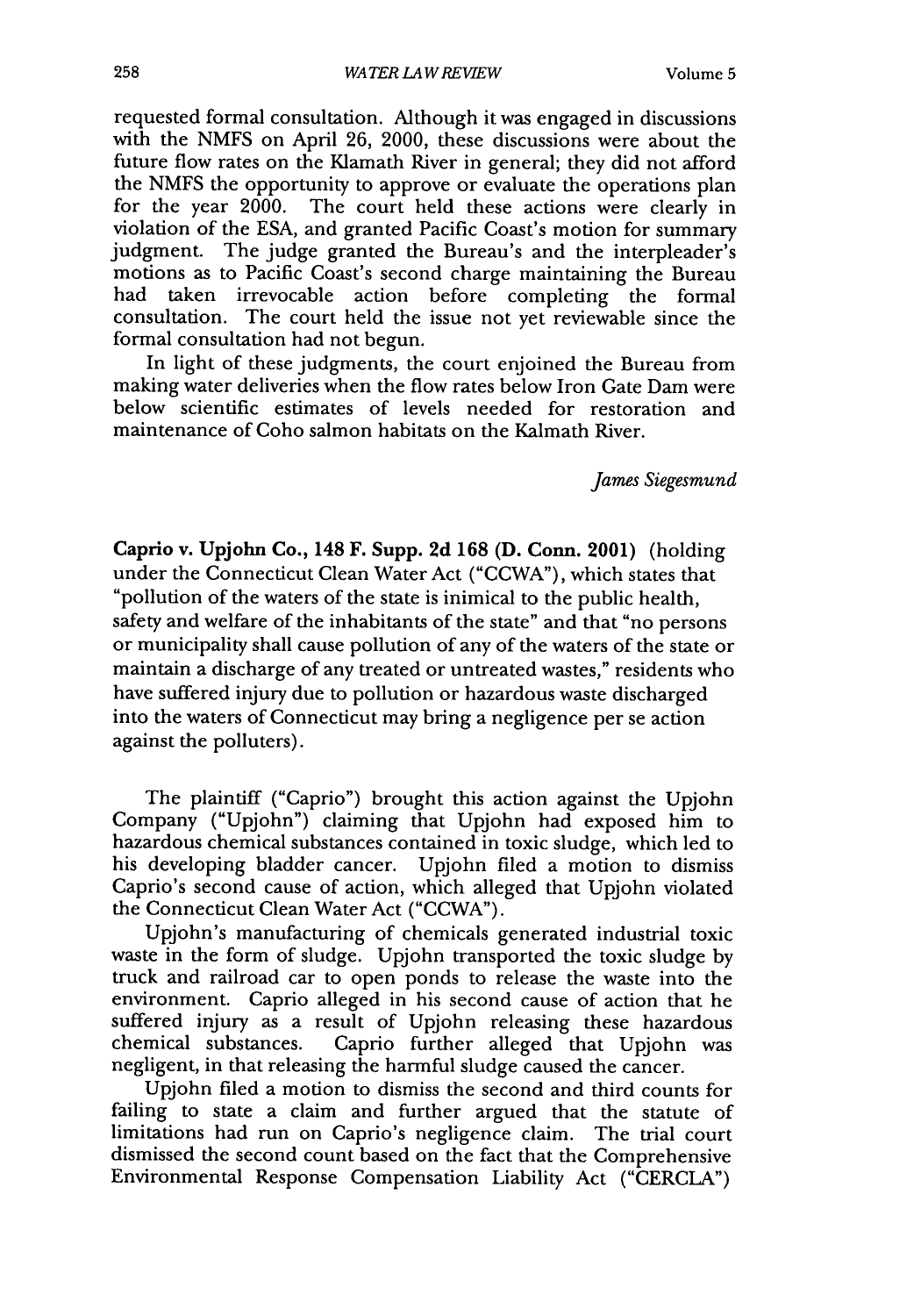requested formal consultation. Although it was engaged in discussions with the NMFS on April 26, 2000, these discussions were about the future flow rates on the Klamath River in general; they did not afford the NMFS the opportunity to approve or evaluate the operations plan for the year 2000. The court held these actions were clearly in violation of the ESA, and granted Pacific Coast's motion for summary judgment. The judge granted the Bureau's and the interpleader's motions as to Pacific Coast's second charge maintaining the Bureau had taken irrevocable action before completing the formal consultation. The court held the issue not yet reviewable since the formal consultation had not begun.

In light of these judgments, the court enjoined the Bureau from making water deliveries when the flow rates below Iron Gate Dam were below scientific estimates of levels needed for restoration and maintenance of Coho salmon habitats on the Kalmath River.

*James Siegesmund*

**Caprio v. Upjohn Co., 148 F. Supp. 2d 168 (D. Conn. 2001)** (holding under the Connecticut Clean Water Act ("CCWA"), which states that "pollution of the waters of the state is inimical to the public health, safety and welfare of the inhabitants of the state" and that "no persons or municipality shall cause pollution of any of the waters of the state or maintain a discharge of any treated or untreated wastes," residents who have suffered injury due to pollution or hazardous waste discharged into the waters of Connecticut may bring a negligence per se action against the polluters).

The plaintiff ("Caprio") brought this action against the Upjohn Company ("Upjohn") claiming that Upjohn had exposed him to hazardous chemical substances contained in toxic sludge, which led to his developing bladder cancer. Upjohn filed a motion to dismiss Caprio's second cause of action, which alleged that Upjohn violated the Connecticut Clean Water Act ("CCWA").

Upjohn's manufacturing of chemicals generated industrial toxic waste in the form of sludge. Upjohn transported the toxic sludge by truck and railroad car to open ponds to release the waste into the environment. Caprio alleged in his second cause of action that he suffered injury as a result of Upjohn releasing these hazardous chemical substances. Caprio further alleged that Upjohn was negligent, in that releasing the harmful sludge caused the cancer.

Upjohn filed a motion to dismiss the second and third counts for failing to state a claim and further argued that the statute of limitations had run on Caprio's negligence claim. The trial court dismissed the second count based on the fact that the Comprehensive Environmental Response Compensation Liability Act ("CERCLA")